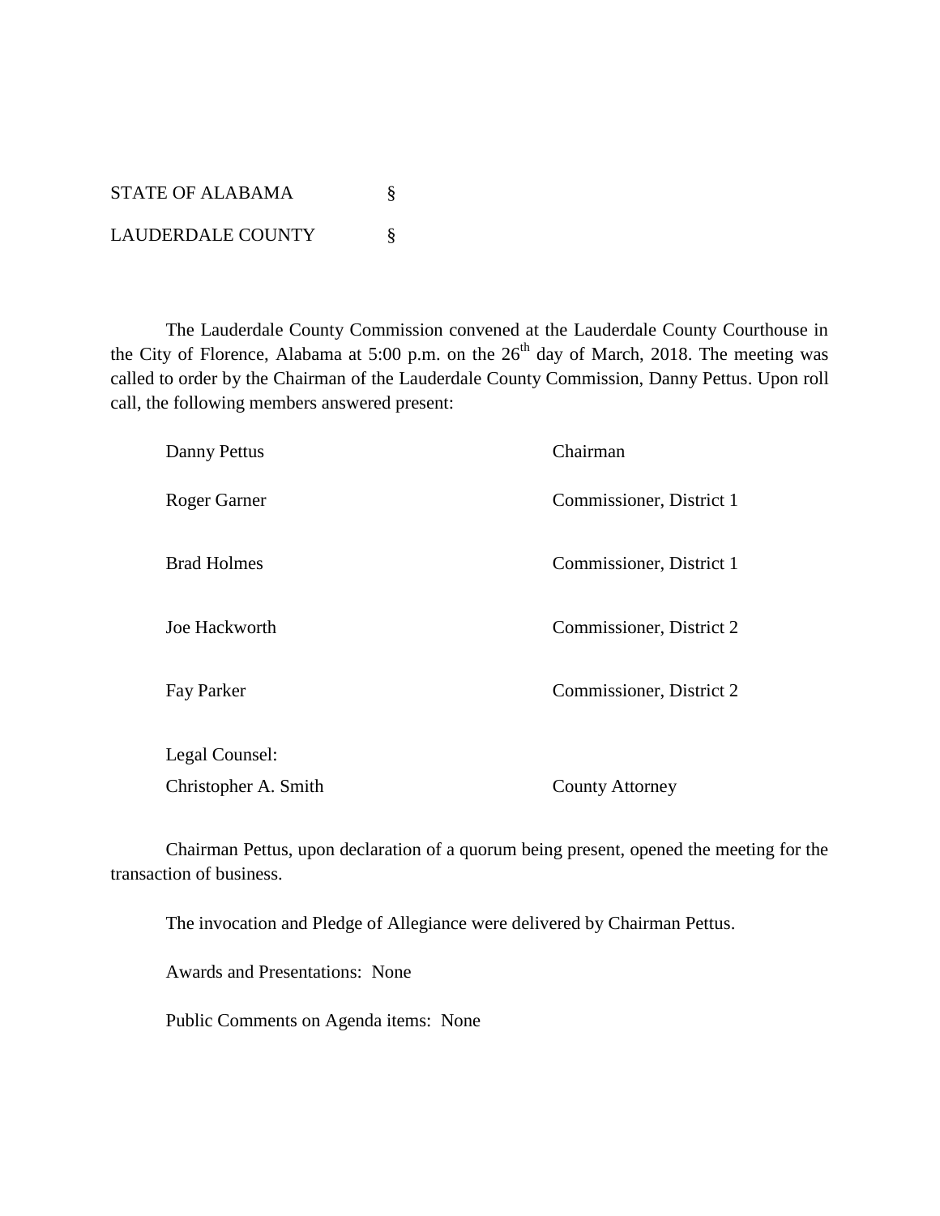STATE OF ALABAMA §

LAUDERDALE COUNTY §

The Lauderdale County Commission convened at the Lauderdale County Courthouse in the City of Florence, Alabama at 5:00 p.m. on the 26th day of March, 2018. The meeting was called to order by the Chairman of the Lauderdale County Commission, Danny Pettus. Upon roll call, the following members answered present:

| | |
|---|---|
| Danny Pettus | Chairman |
| Roger Garner | Commissioner, District 1 |
| Brad Holmes | Commissioner, District 1 |
| Joe Hackworth | Commissioner, District 2 |
| Fay Parker | Commissioner, District 2 |

Legal Counsel:

| | |
|---|---|
| Christopher A. Smith | County Attorney |

Chairman Pettus, upon declaration of a quorum being present, opened the meeting for the transaction of business.

The invocation and Pledge of Allegiance were delivered by Chairman Pettus.

Awards and Presentations: None

Public Comments on Agenda items: None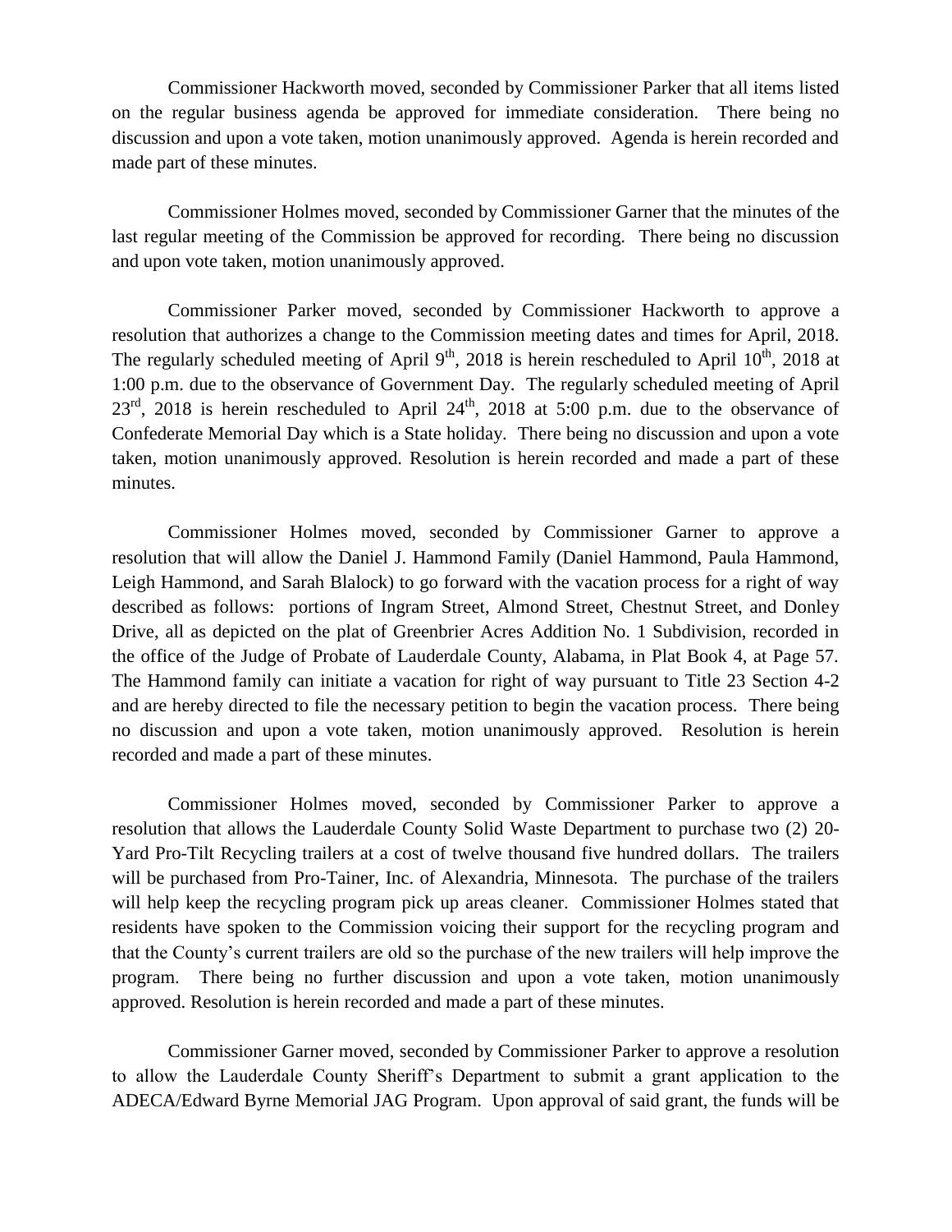Commissioner Hackworth moved, seconded by Commissioner Parker that all items listed on the regular business agenda be approved for immediate consideration. There being no discussion and upon a vote taken, motion unanimously approved. Agenda is herein recorded and made part of these minutes.

Commissioner Holmes moved, seconded by Commissioner Garner that the minutes of the last regular meeting of the Commission be approved for recording. There being no discussion and upon vote taken, motion unanimously approved.

Commissioner Parker moved, seconded by Commissioner Hackworth to approve a resolution that authorizes a change to the Commission meeting dates and times for April, 2018. The regularly scheduled meeting of April 9th, 2018 is herein rescheduled to April 10th, 2018 at 1:00 p.m. due to the observance of Government Day. The regularly scheduled meeting of April 23rd, 2018 is herein rescheduled to April 24th, 2018 at 5:00 p.m. due to the observance of Confederate Memorial Day which is a State holiday. There being no discussion and upon a vote taken, motion unanimously approved. Resolution is herein recorded and made a part of these minutes.

Commissioner Holmes moved, seconded by Commissioner Garner to approve a resolution that will allow the Daniel J. Hammond Family (Daniel Hammond, Paula Hammond, Leigh Hammond, and Sarah Blalock) to go forward with the vacation process for a right of way described as follows: portions of Ingram Street, Almond Street, Chestnut Street, and Donley Drive, all as depicted on the plat of Greenbrier Acres Addition No. 1 Subdivision, recorded in the office of the Judge of Probate of Lauderdale County, Alabama, in Plat Book 4, at Page 57. The Hammond family can initiate a vacation for right of way pursuant to Title 23 Section 4-2 and are hereby directed to file the necessary petition to begin the vacation process. There being no discussion and upon a vote taken, motion unanimously approved. Resolution is herein recorded and made a part of these minutes.

Commissioner Holmes moved, seconded by Commissioner Parker to approve a resolution that allows the Lauderdale County Solid Waste Department to purchase two (2) 20-Yard Pro-Tilt Recycling trailers at a cost of twelve thousand five hundred dollars. The trailers will be purchased from Pro-Tainer, Inc. of Alexandria, Minnesota. The purchase of the trailers will help keep the recycling program pick up areas cleaner. Commissioner Holmes stated that residents have spoken to the Commission voicing their support for the recycling program and that the County's current trailers are old so the purchase of the new trailers will help improve the program. There being no further discussion and upon a vote taken, motion unanimously approved. Resolution is herein recorded and made a part of these minutes.

Commissioner Garner moved, seconded by Commissioner Parker to approve a resolution to allow the Lauderdale County Sheriff's Department to submit a grant application to the ADECA/Edward Byrne Memorial JAG Program. Upon approval of said grant, the funds will be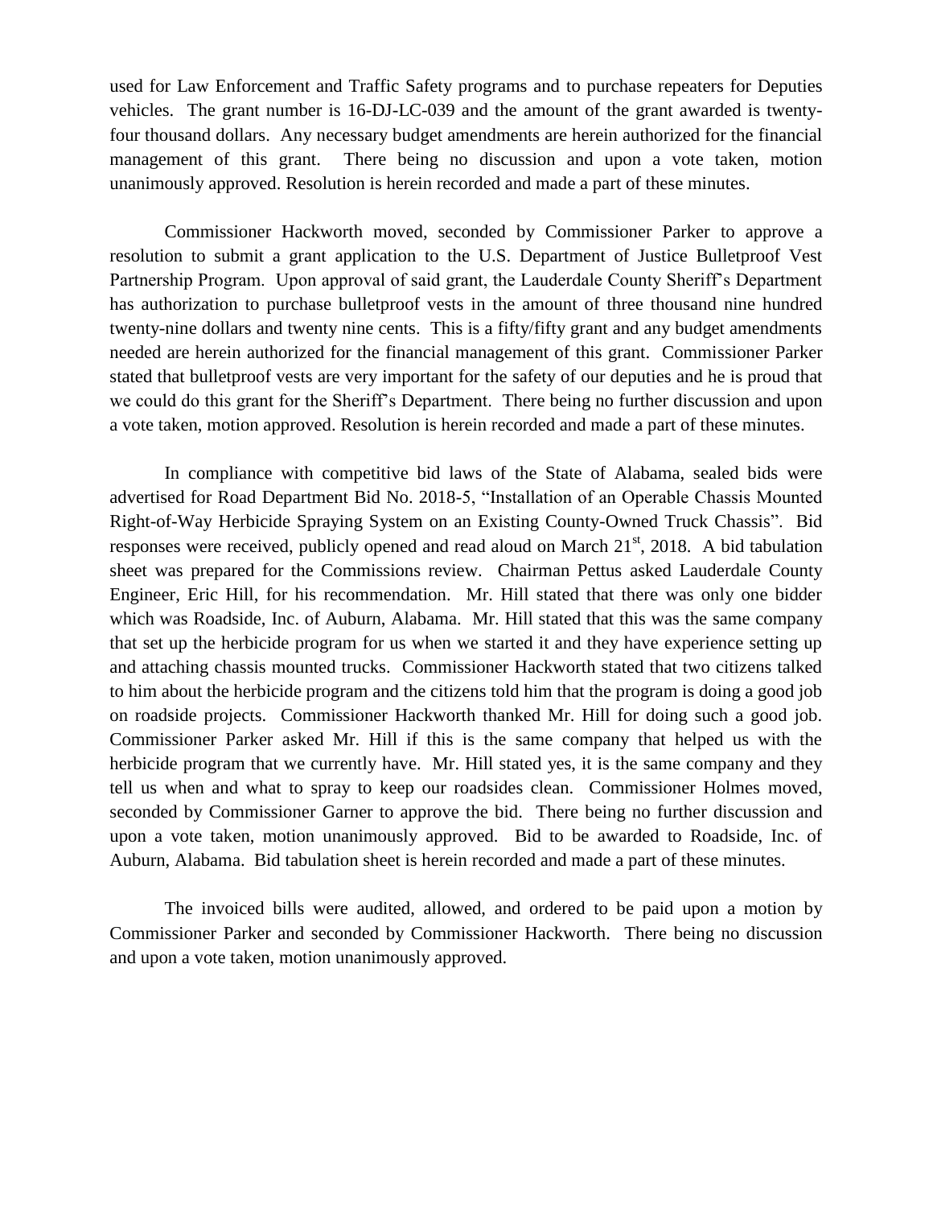used for Law Enforcement and Traffic Safety programs and to purchase repeaters for Deputies vehicles. The grant number is 16-DJ-LC-039 and the amount of the grant awarded is twenty-four thousand dollars. Any necessary budget amendments are herein authorized for the financial management of this grant. There being no discussion and upon a vote taken, motion unanimously approved. Resolution is herein recorded and made a part of these minutes.

Commissioner Hackworth moved, seconded by Commissioner Parker to approve a resolution to submit a grant application to the U.S. Department of Justice Bulletproof Vest Partnership Program. Upon approval of said grant, the Lauderdale County Sheriff's Department has authorization to purchase bulletproof vests in the amount of three thousand nine hundred twenty-nine dollars and twenty nine cents. This is a fifty/fifty grant and any budget amendments needed are herein authorized for the financial management of this grant. Commissioner Parker stated that bulletproof vests are very important for the safety of our deputies and he is proud that we could do this grant for the Sheriff's Department. There being no further discussion and upon a vote taken, motion approved. Resolution is herein recorded and made a part of these minutes.

In compliance with competitive bid laws of the State of Alabama, sealed bids were advertised for Road Department Bid No. 2018-5, "Installation of an Operable Chassis Mounted Right-of-Way Herbicide Spraying System on an Existing County-Owned Truck Chassis". Bid responses were received, publicly opened and read aloud on March 21st, 2018. A bid tabulation sheet was prepared for the Commissions review. Chairman Pettus asked Lauderdale County Engineer, Eric Hill, for his recommendation. Mr. Hill stated that there was only one bidder which was Roadside, Inc. of Auburn, Alabama. Mr. Hill stated that this was the same company that set up the herbicide program for us when we started it and they have experience setting up and attaching chassis mounted trucks. Commissioner Hackworth stated that two citizens talked to him about the herbicide program and the citizens told him that the program is doing a good job on roadside projects. Commissioner Hackworth thanked Mr. Hill for doing such a good job. Commissioner Parker asked Mr. Hill if this is the same company that helped us with the herbicide program that we currently have. Mr. Hill stated yes, it is the same company and they tell us when and what to spray to keep our roadsides clean. Commissioner Holmes moved, seconded by Commissioner Garner to approve the bid. There being no further discussion and upon a vote taken, motion unanimously approved. Bid to be awarded to Roadside, Inc. of Auburn, Alabama. Bid tabulation sheet is herein recorded and made a part of these minutes.

The invoiced bills were audited, allowed, and ordered to be paid upon a motion by Commissioner Parker and seconded by Commissioner Hackworth. There being no discussion and upon a vote taken, motion unanimously approved.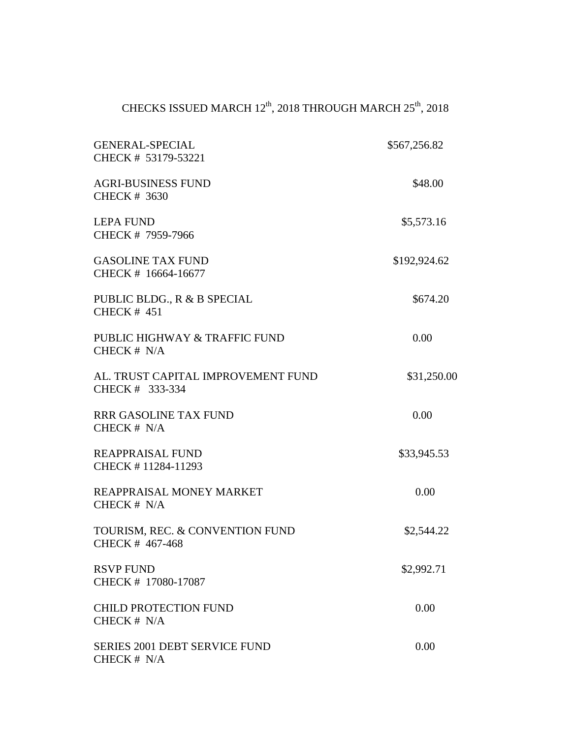CHECKS ISSUED MARCH 12th, 2018 THROUGH MARCH 25th, 2018

| Fund | Amount |
|---|---|
| GENERAL-SPECIAL<br>CHECK # 53179-53221 | $567,256.82 |
| AGRI-BUSINESS FUND<br>CHECK # 3630 | $48.00 |
| LEPA FUND<br>CHECK # 7959-7966 | $5,573.16 |
| GASOLINE TAX FUND<br>CHECK # 16664-16677 | $192,924.62 |
| PUBLIC BLDG., R & B SPECIAL<br>CHECK # 451 | $674.20 |
| PUBLIC HIGHWAY & TRAFFIC FUND<br>CHECK # N/A | 0.00 |
| AL. TRUST CAPITAL IMPROVEMENT FUND<br>CHECK # 333-334 | $31,250.00 |
| RRR GASOLINE TAX FUND<br>CHECK # N/A | 0.00 |
| REAPPRAISAL FUND<br>CHECK # 11284-11293 | $33,945.53 |
| REAPPRAISAL MONEY MARKET<br>CHECK # N/A | 0.00 |
| TOURISM, REC. & CONVENTION FUND<br>CHECK # 467-468 | $2,544.22 |
| RSVP FUND<br>CHECK # 17080-17087 | $2,992.71 |
| CHILD PROTECTION FUND<br>CHECK # N/A | 0.00 |
| SERIES 2001 DEBT SERVICE FUND<br>CHECK # N/A | 0.00 |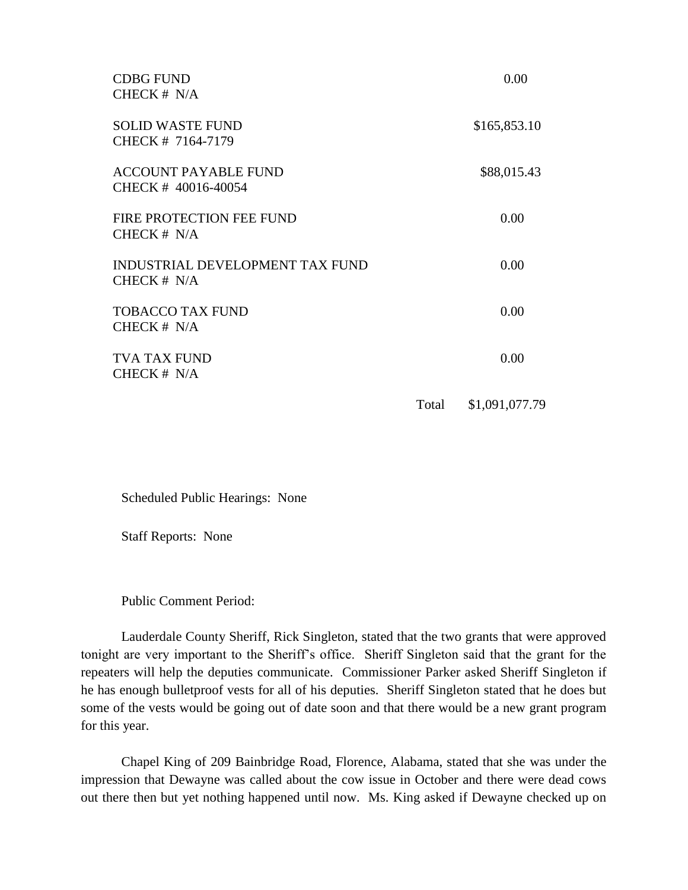| | |
|---|---|
| CDBG FUND<br>CHECK # N/A | 0.00 |
| SOLID WASTE FUND<br>CHECK # 7164-7179 | $165,853.10 |
| ACCOUNT PAYABLE FUND<br>CHECK # 40016-40054 | $88,015.43 |
| FIRE PROTECTION FEE FUND<br>CHECK # N/A | 0.00 |
| INDUSTRIAL DEVELOPMENT TAX FUND<br>CHECK # N/A | 0.00 |
| TOBACCO TAX FUND<br>CHECK # N/A | 0.00 |
| TVA TAX FUND<br>CHECK # N/A | 0.00 |
| Total | $1,091,077.79 |

Scheduled Public Hearings: None

Staff Reports: None

Public Comment Period:

Lauderdale County Sheriff, Rick Singleton, stated that the two grants that were approved tonight are very important to the Sheriff's office. Sheriff Singleton said that the grant for the repeaters will help the deputies communicate. Commissioner Parker asked Sheriff Singleton if he has enough bulletproof vests for all of his deputies. Sheriff Singleton stated that he does but some of the vests would be going out of date soon and that there would be a new grant program for this year.

Chapel King of 209 Bainbridge Road, Florence, Alabama, stated that she was under the impression that Dewayne was called about the cow issue in October and there were dead cows out there then but yet nothing happened until now. Ms. King asked if Dewayne checked up on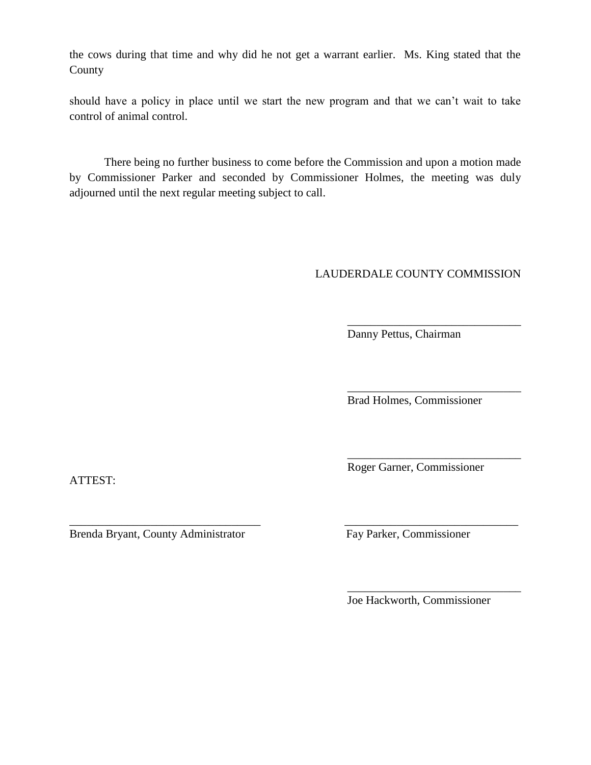the cows during that time and why did he not get a warrant earlier. Ms. King stated that the County

should have a policy in place until we start the new program and that we can't wait to take control of animal control.

There being no further business to come before the Commission and upon a motion made by Commissioner Parker and seconded by Commissioner Holmes, the meeting was duly adjourned until the next regular meeting subject to call.

LAUDERDALE COUNTY COMMISSION

______________________________
Danny Pettus, Chairman

______________________________
Brad Holmes, Commissioner

______________________________
Roger Garner, Commissioner

ATTEST:

______________________________
Brenda Bryant, County Administrator

______________________________
Fay Parker, Commissioner

______________________________
Joe Hackworth, Commissioner